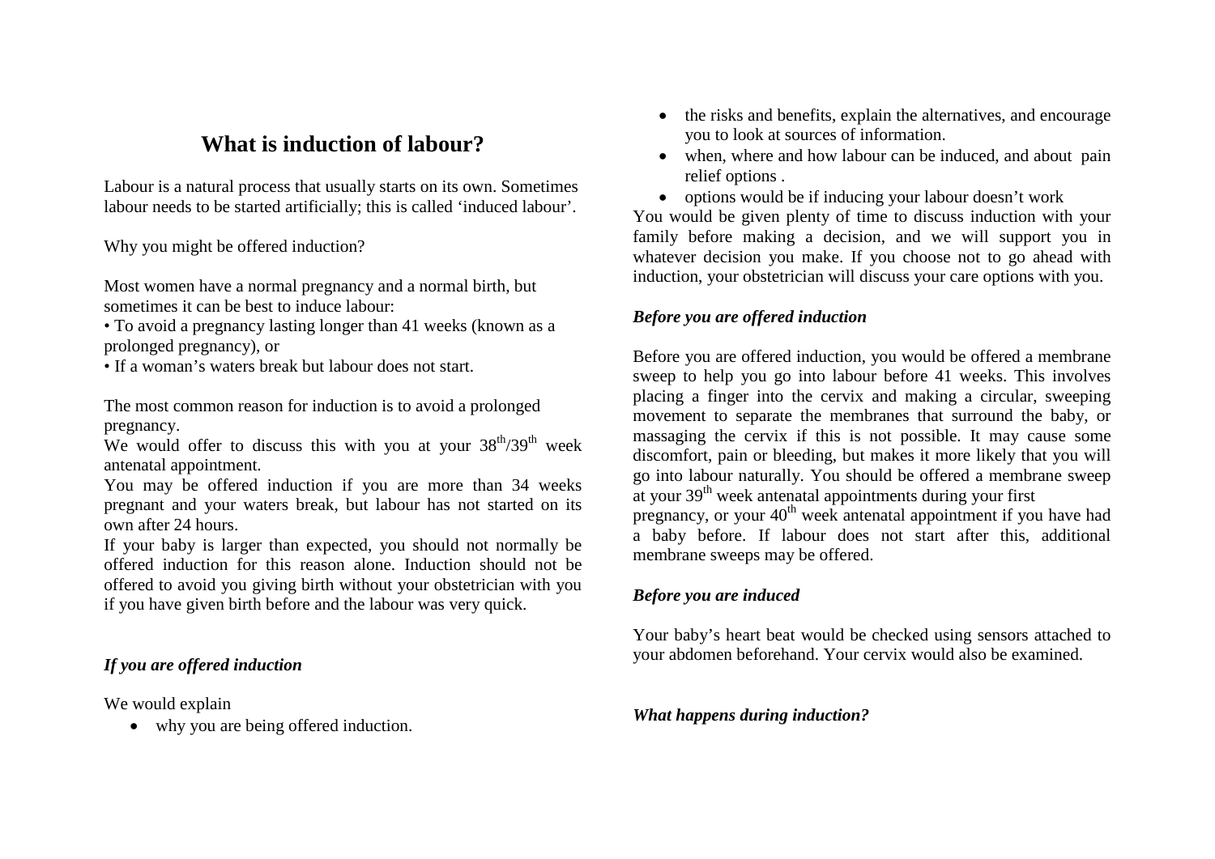# What is induction of labour?

Labour is a natural process that usually starts on its own. Sometimes labour needs to be started artificially; this is called 'induced labour'.

Why you might be offered induction?

Most women have a normal pregnancy and a normal birth, but sometimes it can be best to induce labour:

• To avoid a pregnancy lasting longer than 41 weeks (known as a prolonged pregnancy), or

• If a woman's waters break but labour does not start.

The most common reason for induction is to avoid a prolonged pregnancy.

We would offer to discuss this with you at your 38th/39th week antenatal appointment.

You may be offered induction if you are more than 34 weeks pregnant and your waters break, but labour has not started on its own after 24 hours.

If your baby is larger than expected, you should not normally be offered induction for this reason alone. Induction should not be offered to avoid you giving birth without your obstetrician with you if you have given birth before and the labour was very quick.

### *If you are offered induction*

We would explain

- why you are being offered induction.
- the risks and benefits, explain the alternatives, and encourage you to look at sources of information.
- when, where and how labour can be induced, and about pain relief options .
- options would be if inducing your labour doesn't work

You would be given plenty of time to discuss induction with your family before making a decision, and we will support you in whatever decision you make. If you choose not to go ahead with induction, your obstetrician will discuss your care options with you.

### *Before you are offered induction*

Before you are offered induction, you would be offered a membrane sweep to help you go into labour before 41 weeks. This involves placing a finger into the cervix and making a circular, sweeping movement to separate the membranes that surround the baby, or massaging the cervix if this is not possible. It may cause some discomfort, pain or bleeding, but makes it more likely that you will go into labour naturally. You should be offered a membrane sweep at your 39th week antenatal appointments during your first pregnancy, or your 40th week antenatal appointment if you have had a baby before. If labour does not start after this, additional membrane sweeps may be offered.

### *Before you are induced*

Your baby's heart beat would be checked using sensors attached to your abdomen beforehand. Your cervix would also be examined.

### *What happens during induction?*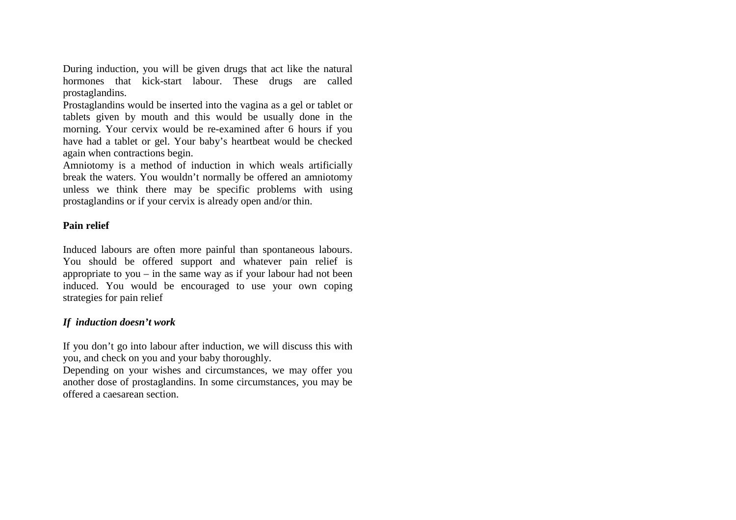During induction, you will be given drugs that act like the natural hormones that kick-start labour. These drugs are called prostaglandins.

Prostaglandins would be inserted into the vagina as a gel or tablet or tablets given by mouth and this would be usually done in the morning. Your cervix would be re-examined after 6 hours if you have had a tablet or gel. Your baby's heartbeat would be checked again when contractions begin.

Amniotomy is a method of induction in which weals artificially break the waters. You wouldn't normally be offered an amniotomy unless we think there may be specific problems with using prostaglandins or if your cervix is already open and/or thin.

**Pain relief**

Induced labours are often more painful than spontaneous labours. You should be offered support and whatever pain relief is appropriate to you – in the same way as if your labour had not been induced. You would be encouraged to use your own coping strategies for pain relief

***If induction doesn't work***

If you don't go into labour after induction, we will discuss this with you, and check on you and your baby thoroughly.

Depending on your wishes and circumstances, we may offer you another dose of prostaglandins. In some circumstances, you may be offered a caesarean section.